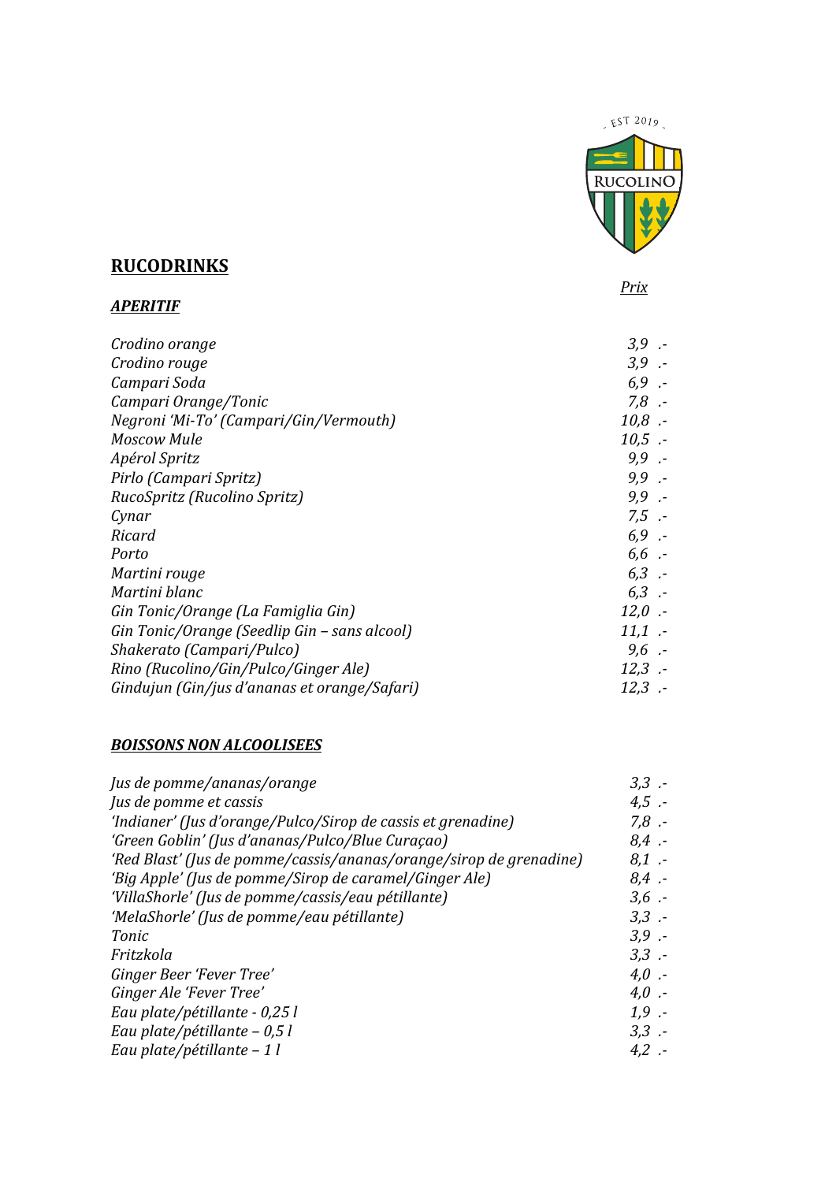## RUCODRINKS

### *APERITIF*

| | *Prix* |
|---|---|
| *Crodino orange* | *3,9 .-* |
| *Crodino rouge* | *3,9 .-* |
| *Campari Soda* | *6,9 .-* |
| *Campari Orange/Tonic* | *7,8 .-* |
| *Negroni 'Mi-To' (Campari/Gin/Vermouth)* | *10,8 .-* |
| *Moscow Mule* | *10,5 .-* |
| *Apérol Spritz* | *9,9 .-* |
| *Pirlo (Campari Spritz)* | *9,9 .-* |
| *RucoSpritz (Rucolino Spritz)* | *9,9 .-* |
| *Cynar* | *7,5 .-* |
| *Ricard* | *6,9 .-* |
| *Porto* | *6,6 .-* |
| *Martini rouge* | *6,3 .-* |
| *Martini blanc* | *6,3 .-* |
| *Gin Tonic/Orange (La Famiglia Gin)* | *12,0 .-* |
| *Gin Tonic/Orange (Seedlip Gin – sans alcool)* | *11,1 .-* |
| *Shakerato (Campari/Pulco)* | *9,6 .-* |
| *Rino (Rucolino/Gin/Pulco/Ginger Ale)* | *12,3 .-* |
| *Gindujun (Gin/jus d'ananas et orange/Safari)* | *12,3 .-* |

### *BOISSONS NON ALCOOLISEES*

| | |
|---|---|
| *Jus de pomme/ananas/orange* | *3,3 .-* |
| *Jus de pomme et cassis* | *4,5 .-* |
| *'Indianer' (Jus d'orange/Pulco/Sirop de cassis et grenadine)* | *7,8 .-* |
| *'Green Goblin' (Jus d'ananas/Pulco/Blue Curaçao)* | *8,4 .-* |
| *'Red Blast' (Jus de pomme/cassis/ananas/orange/sirop de grenadine)* | *8,1 .-* |
| *'Big Apple' (Jus de pomme/Sirop de caramel/Ginger Ale)* | *8,4 .-* |
| *'VillaShorle' (Jus de pomme/cassis/eau pétillante)* | *3,6 .-* |
| *'MelaShorle' (Jus de pomme/eau pétillante)* | *3,3 .-* |
| *Tonic* | *3,9 .-* |
| *Fritzkola* | *3,3 .-* |
| *Ginger Beer 'Fever Tree'* | *4,0 .-* |
| *Ginger Ale 'Fever Tree'* | *4,0 .-* |
| *Eau plate/pétillante - 0,25 l* | *1,9 .-* |
| *Eau plate/pétillante – 0,5 l* | *3,3 .-* |
| *Eau plate/pétillante – 1 l* | *4,2 .-* |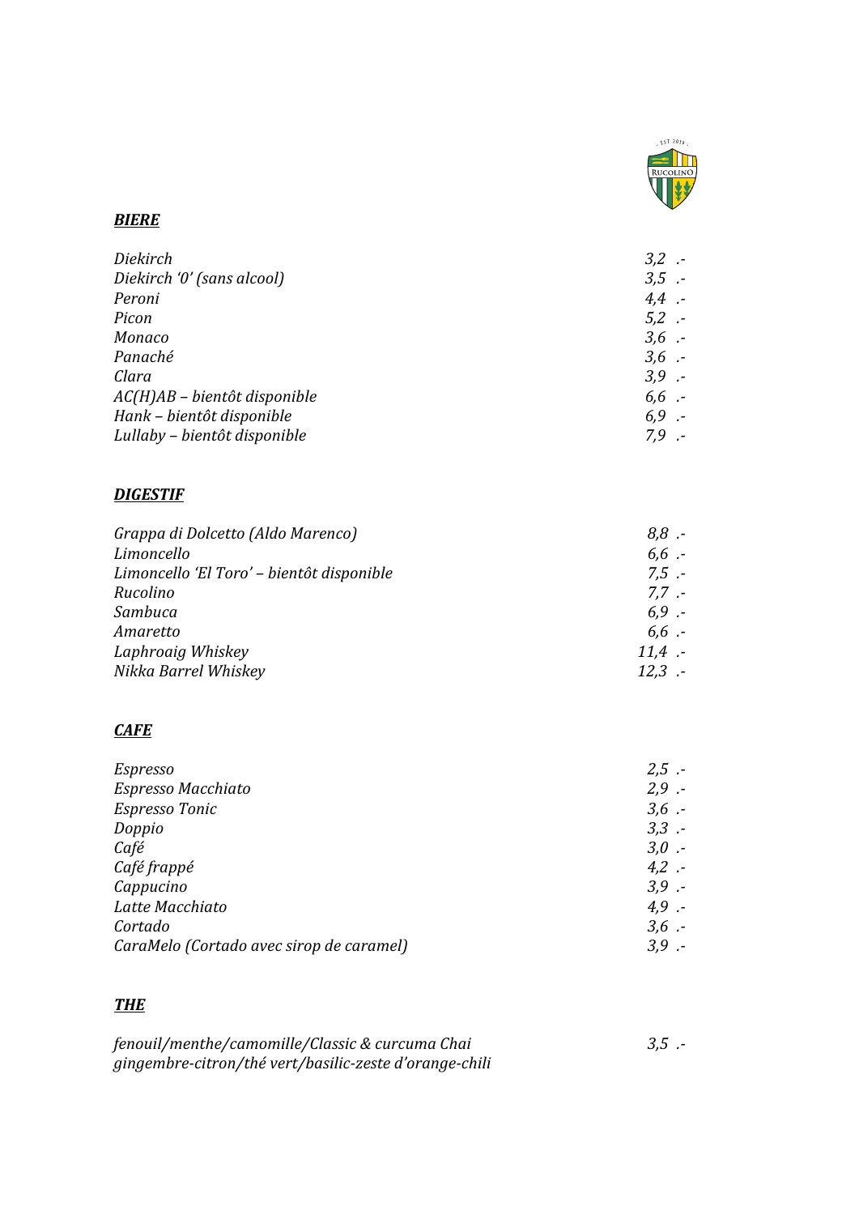## ***BIERE***

| | |
|---|---|
| *Diekirch* | *3,2 .-* |
| *Diekirch '0' (sans alcool)* | *3,5 .-* |
| *Peroni* | *4,4 .-* |
| *Picon* | *5,2 .-* |
| *Monaco* | *3,6 .-* |
| *Panaché* | *3,6 .-* |
| *Clara* | *3,9 .-* |
| *AC(H)AB – bientôt disponible* | *6,6 .-* |
| *Hank – bientôt disponible* | *6,9 .-* |
| *Lullaby – bientôt disponible* | *7,9 .-* |

## ***DIGESTIF***

| | |
|---|---|
| *Grappa di Dolcetto (Aldo Marenco)* | *8,8 .-* |
| *Limoncello* | *6,6 .-* |
| *Limoncello 'El Toro' – bientôt disponible* | *7,5 .-* |
| *Rucolino* | *7,7 .-* |
| *Sambuca* | *6,9 .-* |
| *Amaretto* | *6,6 .-* |
| *Laphroaig Whiskey* | *11,4 .-* |
| *Nikka Barrel Whiskey* | *12,3 .-* |

## ***CAFE***

| | |
|---|---|
| *Espresso* | *2,5 .-* |
| *Espresso Macchiato* | *2,9 .-* |
| *Espresso Tonic* | *3,6 .-* |
| *Doppio* | *3,3 .-* |
| *Café* | *3,0 .-* |
| *Café frappé* | *4,2 .-* |
| *Cappucino* | *3,9 .-* |
| *Latte Macchiato* | *4,9 .-* |
| *Cortado* | *3,6 .-* |
| *CaraMelo (Cortado avec sirop de caramel)* | *3,9 .-* |

## ***THE***

| | |
|---|---|
| *fenouil/menthe/camomille/Classic & curcuma Chai gingembre-citron/thé vert/basilic-zeste d'orange-chili* | *3,5 .-* |